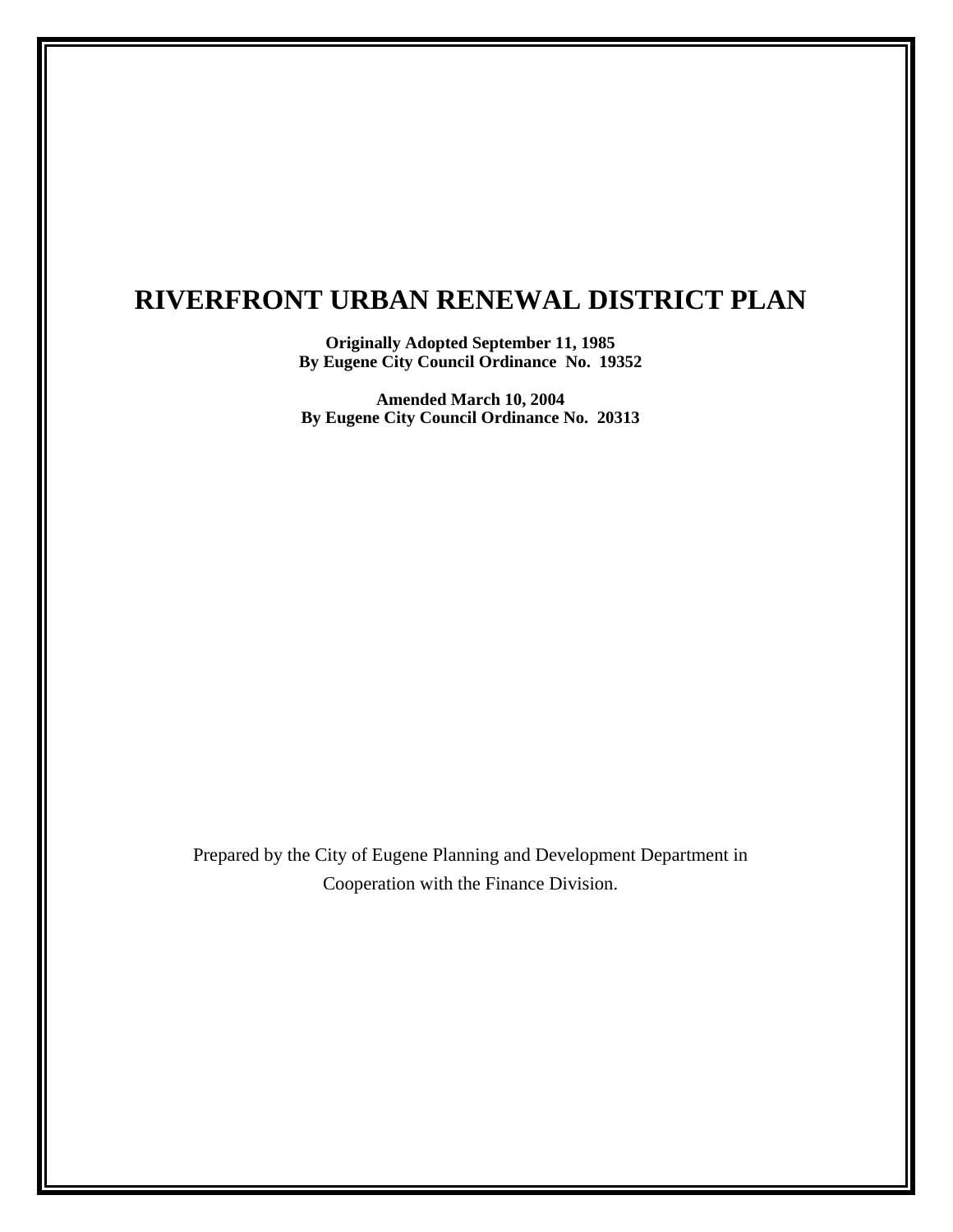# RIVERFRONT URBAN RENEWAL DISTRICT PLAN

**Originally Adopted September 11, 1985**
**By Eugene City Council Ordinance No. 19352**

**Amended March 10, 2004**
**By Eugene City Council Ordinance No. 20313**

Prepared by the City of Eugene Planning and Development Department in Cooperation with the Finance Division.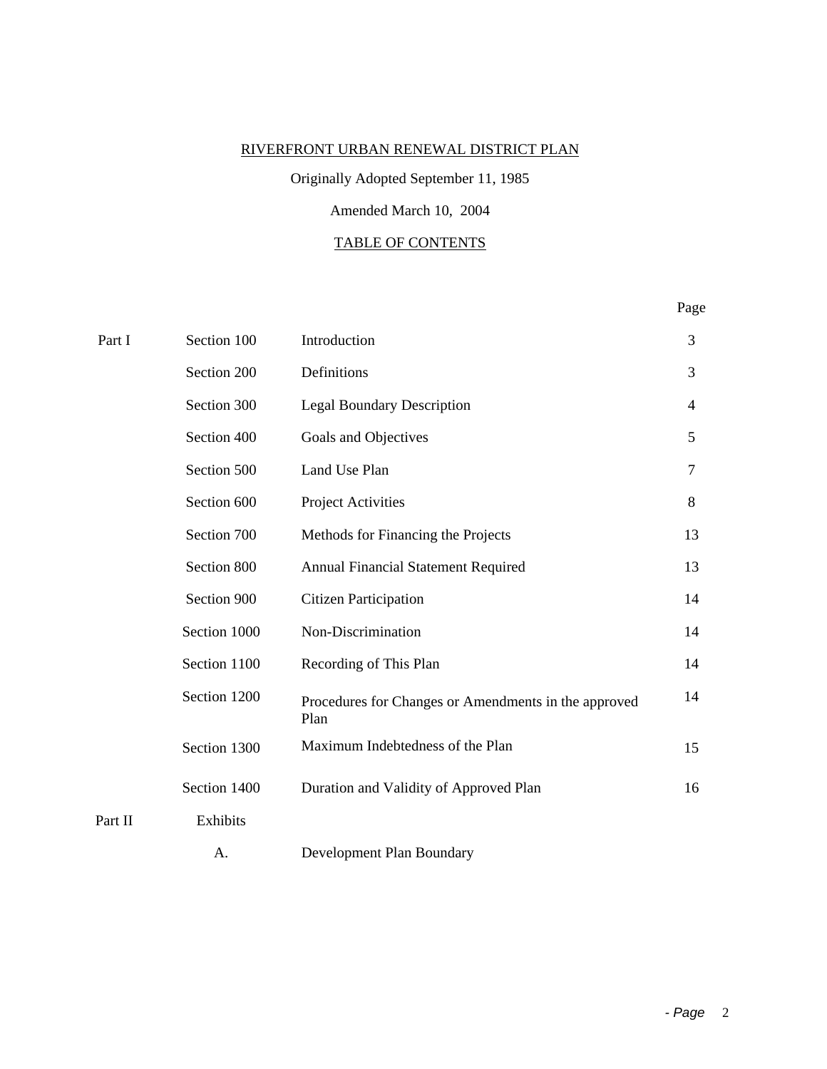<u>RIVERFRONT URBAN RENEWAL DISTRICT PLAN</u>

Originally Adopted September 11, 1985

Amended March 10, 2004

<u>TABLE OF CONTENTS</u>

| | | | Page |
|---|---|---|---|
| Part I | Section 100 | Introduction | 3 |
| | Section 200 | Definitions | 3 |
| | Section 300 | Legal Boundary Description | 4 |
| | Section 400 | Goals and Objectives | 5 |
| | Section 500 | Land Use Plan | 7 |
| | Section 600 | Project Activities | 8 |
| | Section 700 | Methods for Financing the Projects | 13 |
| | Section 800 | Annual Financial Statement Required | 13 |
| | Section 900 | Citizen Participation | 14 |
| | Section 1000 | Non-Discrimination | 14 |
| | Section 1100 | Recording of This Plan | 14 |
| | Section 1200 | Procedures for Changes or Amendments in the approved Plan | 14 |
| | Section 1300 | Maximum Indebtedness of the Plan | 15 |
| | Section 1400 | Duration and Validity of Approved Plan | 16 |
| Part II | Exhibits | | |
| | A. | Development Plan Boundary | |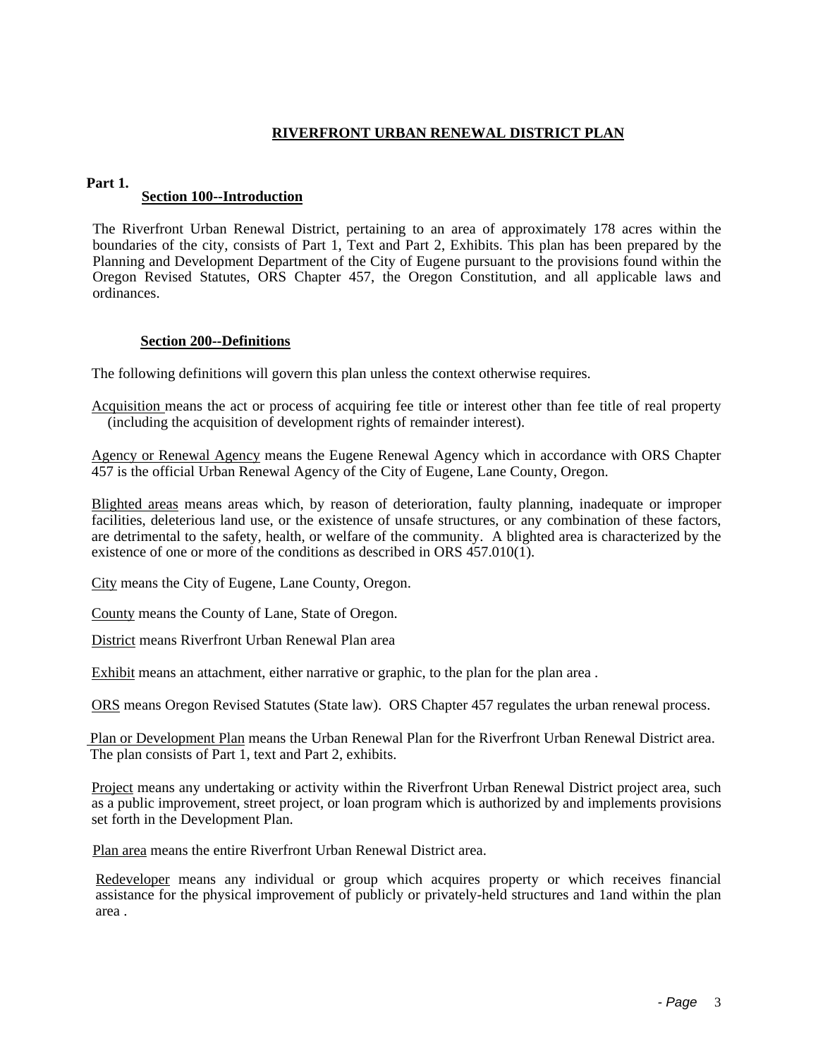# RIVERFRONT URBAN RENEWAL DISTRICT PLAN

**Part 1.**

## Section 100--Introduction

The Riverfront Urban Renewal District, pertaining to an area of approximately 178 acres within the boundaries of the city, consists of Part 1, Text and Part 2, Exhibits. This plan has been prepared by the Planning and Development Department of the City of Eugene pursuant to the provisions found within the Oregon Revised Statutes, ORS Chapter 457, the Oregon Constitution, and all applicable laws and ordinances.

## Section 200--Definitions

The following definitions will govern this plan unless the context otherwise requires.

Acquisition means the act or process of acquiring fee title or interest other than fee title of real property (including the acquisition of development rights of remainder interest).

Agency or Renewal Agency means the Eugene Renewal Agency which in accordance with ORS Chapter 457 is the official Urban Renewal Agency of the City of Eugene, Lane County, Oregon.

Blighted areas means areas which, by reason of deterioration, faulty planning, inadequate or improper facilities, deleterious land use, or the existence of unsafe structures, or any combination of these factors, are detrimental to the safety, health, or welfare of the community. A blighted area is characterized by the existence of one or more of the conditions as described in ORS 457.010(1).

City means the City of Eugene, Lane County, Oregon.

County means the County of Lane, State of Oregon.

District means Riverfront Urban Renewal Plan area

Exhibit means an attachment, either narrative or graphic, to the plan for the plan area .

ORS means Oregon Revised Statutes (State law). ORS Chapter 457 regulates the urban renewal process.

Plan or Development Plan means the Urban Renewal Plan for the Riverfront Urban Renewal District area. The plan consists of Part 1, text and Part 2, exhibits.

Project means any undertaking or activity within the Riverfront Urban Renewal District project area, such as a public improvement, street project, or loan program which is authorized by and implements provisions set forth in the Development Plan.

Plan area means the entire Riverfront Urban Renewal District area.

Redeveloper means any individual or group which acquires property or which receives financial assistance for the physical improvement of publicly or privately-held structures and 1and within the plan area .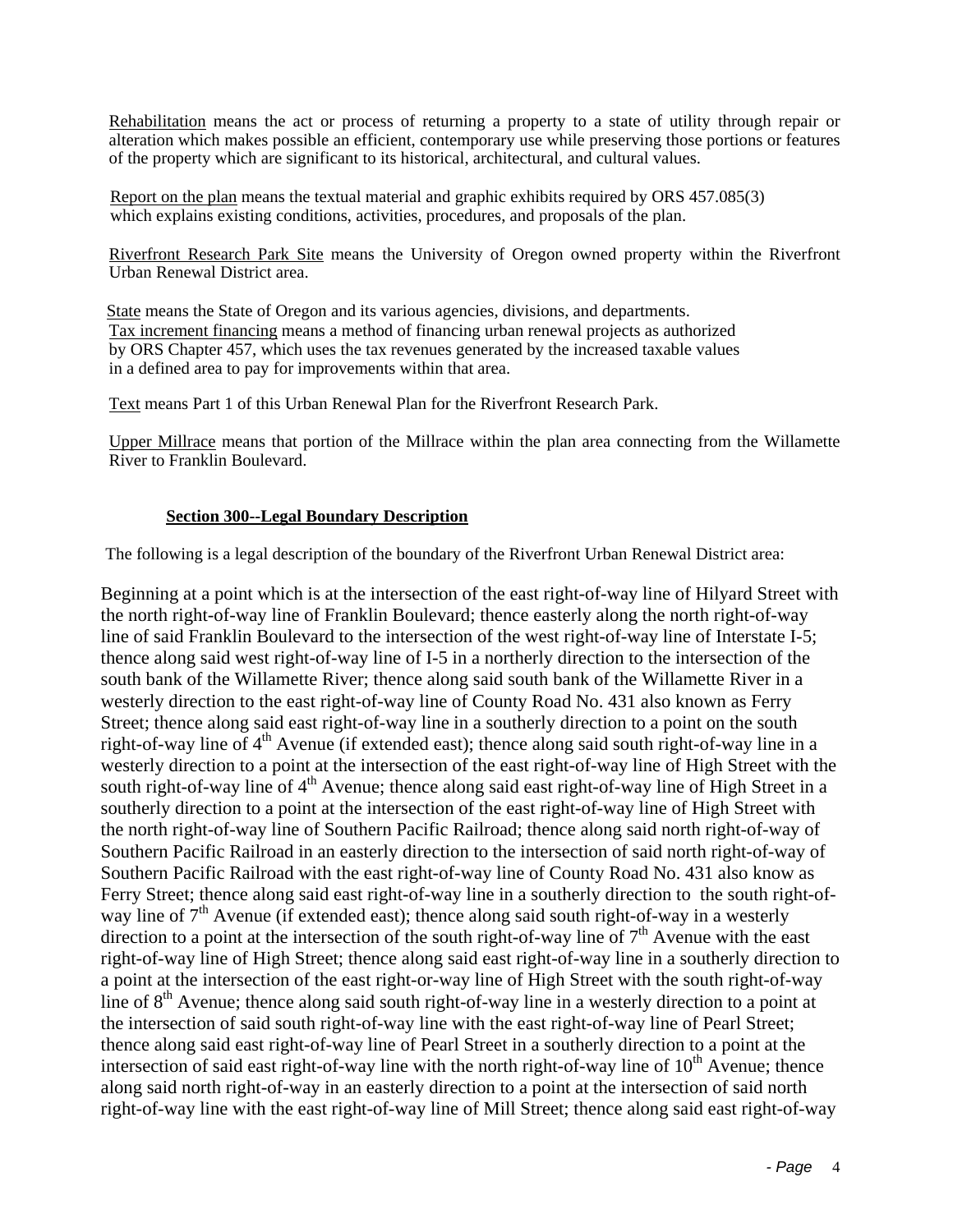Rehabilitation means the act or process of returning a property to a state of utility through repair or alteration which makes possible an efficient, contemporary use while preserving those portions or features of the property which are significant to its historical, architectural, and cultural values.

Report on the plan means the textual material and graphic exhibits required by ORS 457.085(3) which explains existing conditions, activities, procedures, and proposals of the plan.

Riverfront Research Park Site means the University of Oregon owned property within the Riverfront Urban Renewal District area.

State means the State of Oregon and its various agencies, divisions, and departments.

Tax increment financing means a method of financing urban renewal projects as authorized by ORS Chapter 457, which uses the tax revenues generated by the increased taxable values in a defined area to pay for improvements within that area.

Text means Part 1 of this Urban Renewal Plan for the Riverfront Research Park.

Upper Millrace means that portion of the Millrace within the plan area connecting from the Willamette River to Franklin Boulevard.

**Section 300--Legal Boundary Description**

The following is a legal description of the boundary of the Riverfront Urban Renewal District area:

Beginning at a point which is at the intersection of the east right-of-way line of Hilyard Street with the north right-of-way line of Franklin Boulevard; thence easterly along the north right-of-way line of said Franklin Boulevard to the intersection of the west right-of-way line of Interstate I-5; thence along said west right-of-way line of I-5 in a northerly direction to the intersection of the south bank of the Willamette River; thence along said south bank of the Willamette River in a westerly direction to the east right-of-way line of County Road No. 431 also known as Ferry Street; thence along said east right-of-way line in a southerly direction to a point on the south right-of-way line of 4th Avenue (if extended east); thence along said south right-of-way line in a westerly direction to a point at the intersection of the east right-of-way line of High Street with the south right-of-way line of 4th Avenue; thence along said east right-of-way line of High Street in a southerly direction to a point at the intersection of the east right-of-way line of High Street with the north right-of-way line of Southern Pacific Railroad; thence along said north right-of-way of Southern Pacific Railroad in an easterly direction to the intersection of said north right-of-way of Southern Pacific Railroad with the east right-of-way line of County Road No. 431 also know as Ferry Street; thence along said east right-of-way line in a southerly direction to the south right-of-way line of 7th Avenue (if extended east); thence along said south right-of-way in a westerly direction to a point at the intersection of the south right-of-way line of 7th Avenue with the east right-of-way line of High Street; thence along said east right-of-way line in a southerly direction to a point at the intersection of the east right-or-way line of High Street with the south right-of-way line of 8th Avenue; thence along said south right-of-way line in a westerly direction to a point at the intersection of said south right-of-way line with the east right-of-way line of Pearl Street; thence along said east right-of-way line of Pearl Street in a southerly direction to a point at the intersection of said east right-of-way line with the north right-of-way line of 10th Avenue; thence along said north right-of-way in an easterly direction to a point at the intersection of said north right-of-way line with the east right-of-way line of Mill Street; thence along said east right-of-way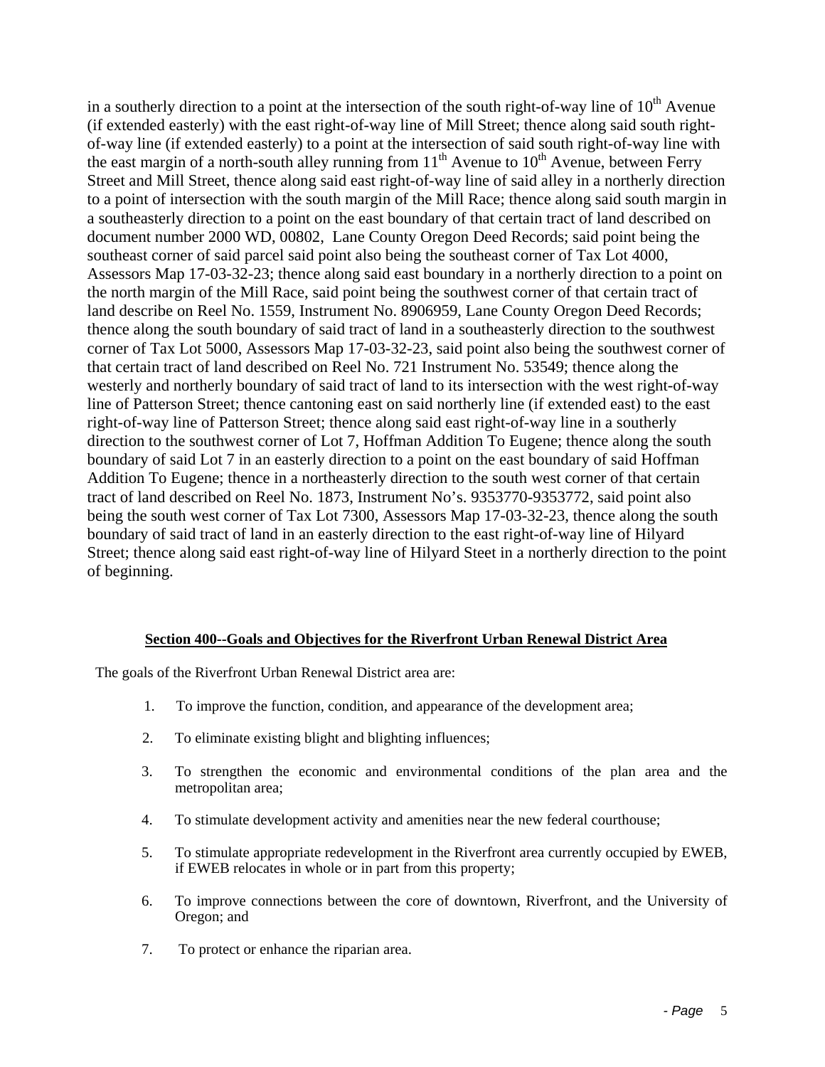in a southerly direction to a point at the intersection of the south right-of-way line of 10th Avenue (if extended easterly) with the east right-of-way line of Mill Street; thence along said south right-of-way line (if extended easterly) to a point at the intersection of said south right-of-way line with the east margin of a north-south alley running from 11th Avenue to 10th Avenue, between Ferry Street and Mill Street, thence along said east right-of-way line of said alley in a northerly direction to a point of intersection with the south margin of the Mill Race; thence along said south margin in a southeasterly direction to a point on the east boundary of that certain tract of land described on document number 2000 WD, 00802, Lane County Oregon Deed Records; said point being the southeast corner of said parcel said point also being the southeast corner of Tax Lot 4000, Assessors Map 17-03-32-23; thence along said east boundary in a northerly direction to a point on the north margin of the Mill Race, said point being the southwest corner of that certain tract of land describe on Reel No. 1559, Instrument No. 8906959, Lane County Oregon Deed Records; thence along the south boundary of said tract of land in a southeasterly direction to the southwest corner of Tax Lot 5000, Assessors Map 17-03-32-23, said point also being the southwest corner of that certain tract of land described on Reel No. 721 Instrument No. 53549; thence along the westerly and northerly boundary of said tract of land to its intersection with the west right-of-way line of Patterson Street; thence cantoning east on said northerly line (if extended east) to the east right-of-way line of Patterson Street; thence along said east right-of-way line in a southerly direction to the southwest corner of Lot 7, Hoffman Addition To Eugene; thence along the south boundary of said Lot 7 in an easterly direction to a point on the east boundary of said Hoffman Addition To Eugene; thence in a northeasterly direction to the south west corner of that certain tract of land described on Reel No. 1873, Instrument No's. 9353770-9353772, said point also being the south west corner of Tax Lot 7300, Assessors Map 17-03-32-23, thence along the south boundary of said tract of land in an easterly direction to the east right-of-way line of Hilyard Street; thence along said east right-of-way line of Hilyard Steet in a northerly direction to the point of beginning.

## **Section 400--Goals and Objectives for the Riverfront Urban Renewal District Area**

The goals of the Riverfront Urban Renewal District area are:

1. To improve the function, condition, and appearance of the development area;
2. To eliminate existing blight and blighting influences;
3. To strengthen the economic and environmental conditions of the plan area and the metropolitan area;
4. To stimulate development activity and amenities near the new federal courthouse;
5. To stimulate appropriate redevelopment in the Riverfront area currently occupied by EWEB, if EWEB relocates in whole or in part from this property;
6. To improve connections between the core of downtown, Riverfront, and the University of Oregon; and
7. To protect or enhance the riparian area.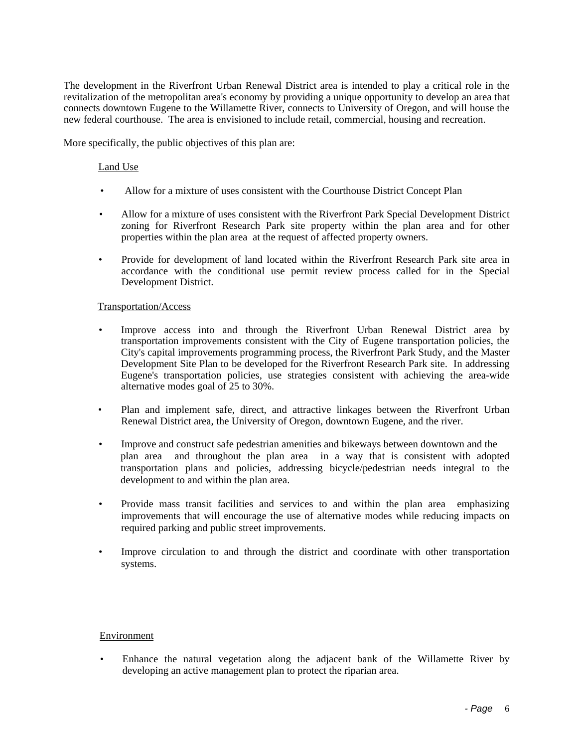The development in the Riverfront Urban Renewal District area is intended to play a critical role in the revitalization of the metropolitan area's economy by providing a unique opportunity to develop an area that connects downtown Eugene to the Willamette River, connects to University of Oregon, and will house the new federal courthouse. The area is envisioned to include retail, commercial, housing and recreation.

More specifically, the public objectives of this plan are:

Land Use

- Allow for a mixture of uses consistent with the Courthouse District Concept Plan
- Allow for a mixture of uses consistent with the Riverfront Park Special Development District zoning for Riverfront Research Park site property within the plan area and for other properties within the plan area at the request of affected property owners.
- Provide for development of land located within the Riverfront Research Park site area in accordance with the conditional use permit review process called for in the Special Development District.

Transportation/Access

- Improve access into and through the Riverfront Urban Renewal District area by transportation improvements consistent with the City of Eugene transportation policies, the City's capital improvements programming process, the Riverfront Park Study, and the Master Development Site Plan to be developed for the Riverfront Research Park site. In addressing Eugene's transportation policies, use strategies consistent with achieving the area-wide alternative modes goal of 25 to 30%.
- Plan and implement safe, direct, and attractive linkages between the Riverfront Urban Renewal District area, the University of Oregon, downtown Eugene, and the river.
- Improve and construct safe pedestrian amenities and bikeways between downtown and the plan area and throughout the plan area in a way that is consistent with adopted transportation plans and policies, addressing bicycle/pedestrian needs integral to the development to and within the plan area.
- Provide mass transit facilities and services to and within the plan area emphasizing improvements that will encourage the use of alternative modes while reducing impacts on required parking and public street improvements.
- Improve circulation to and through the district and coordinate with other transportation systems.

Environment

- Enhance the natural vegetation along the adjacent bank of the Willamette River by developing an active management plan to protect the riparian area.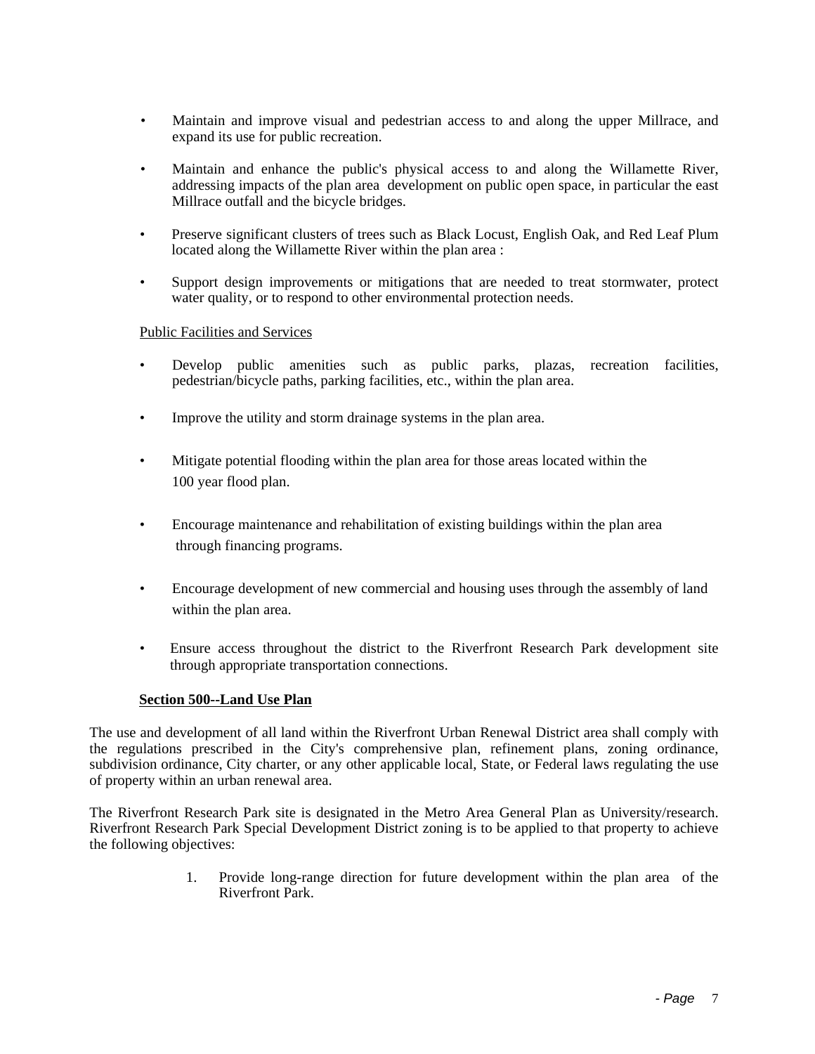- Maintain and improve visual and pedestrian access to and along the upper Millrace, and expand its use for public recreation.

- Maintain and enhance the public's physical access to and along the Willamette River, addressing impacts of the plan area development on public open space, in particular the east Millrace outfall and the bicycle bridges.

- Preserve significant clusters of trees such as Black Locust, English Oak, and Red Leaf Plum located along the Willamette River within the plan area :

- Support design improvements or mitigations that are needed to treat stormwater, protect water quality, or to respond to other environmental protection needs.

<u>Public Facilities and Services</u>

- Develop public amenities such as public parks, plazas, recreation facilities, pedestrian/bicycle paths, parking facilities, etc., within the plan area.

- Improve the utility and storm drainage systems in the plan area.

- Mitigate potential flooding within the plan area for those areas located within the 100 year flood plan.

- Encourage maintenance and rehabilitation of existing buildings within the plan area through financing programs.

- Encourage development of new commercial and housing uses through the assembly of land within the plan area.

- Ensure access throughout the district to the Riverfront Research Park development site through appropriate transportation connections.

## Section 500--Land Use Plan

The use and development of all land within the Riverfront Urban Renewal District area shall comply with the regulations prescribed in the City's comprehensive plan, refinement plans, zoning ordinance, subdivision ordinance, City charter, or any other applicable local, State, or Federal laws regulating the use of property within an urban renewal area.

The Riverfront Research Park site is designated in the Metro Area General Plan as University/research. Riverfront Research Park Special Development District zoning is to be applied to that property to achieve the following objectives:

1. Provide long-range direction for future development within the plan area of the Riverfront Park.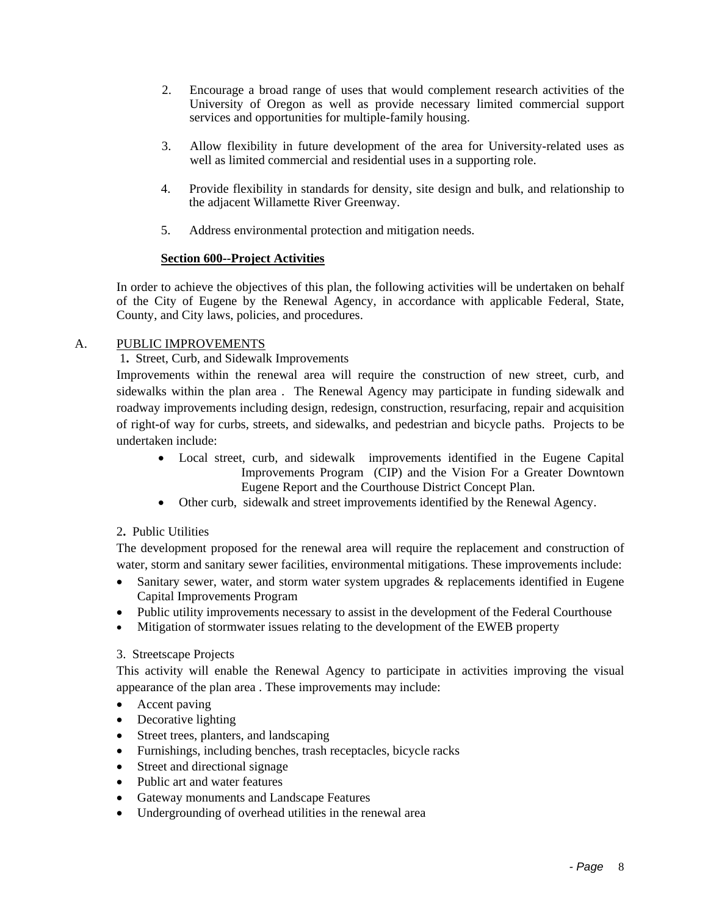2. Encourage a broad range of uses that would complement research activities of the University of Oregon as well as provide necessary limited commercial support services and opportunities for multiple-family housing.

3. Allow flexibility in future development of the area for University-related uses as well as limited commercial and residential uses in a supporting role.

4. Provide flexibility in standards for density, site design and bulk, and relationship to the adjacent Willamette River Greenway.

5. Address environmental protection and mitigation needs.

## Section 600--Project Activities

In order to achieve the objectives of this plan, the following activities will be undertaken on behalf of the City of Eugene by the Renewal Agency, in accordance with applicable Federal, State, County, and City laws, policies, and procedures.

### A. PUBLIC IMPROVEMENTS

**1.** Street, Curb, and Sidewalk Improvements

Improvements within the renewal area will require the construction of new street, curb, and sidewalks within the plan area . The Renewal Agency may participate in funding sidewalk and roadway improvements including design, redesign, construction, resurfacing, repair and acquisition of right-of way for curbs, streets, and sidewalks, and pedestrian and bicycle paths. Projects to be undertaken include:

- Local street, curb, and sidewalk improvements identified in the Eugene Capital Improvements Program (CIP) and the Vision For a Greater Downtown Eugene Report and the Courthouse District Concept Plan.
- Other curb, sidewalk and street improvements identified by the Renewal Agency.

2**.** Public Utilities

The development proposed for the renewal area will require the replacement and construction of water, storm and sanitary sewer facilities, environmental mitigations. These improvements include:

- Sanitary sewer, water, and storm water system upgrades & replacements identified in Eugene Capital Improvements Program
- Public utility improvements necessary to assist in the development of the Federal Courthouse
- Mitigation of stormwater issues relating to the development of the EWEB property

3. Streetscape Projects

This activity will enable the Renewal Agency to participate in activities improving the visual appearance of the plan area . These improvements may include:

- Accent paving
- Decorative lighting
- Street trees, planters, and landscaping
- Furnishings, including benches, trash receptacles, bicycle racks
- Street and directional signage
- Public art and water features
- Gateway monuments and Landscape Features
- Undergrounding of overhead utilities in the renewal area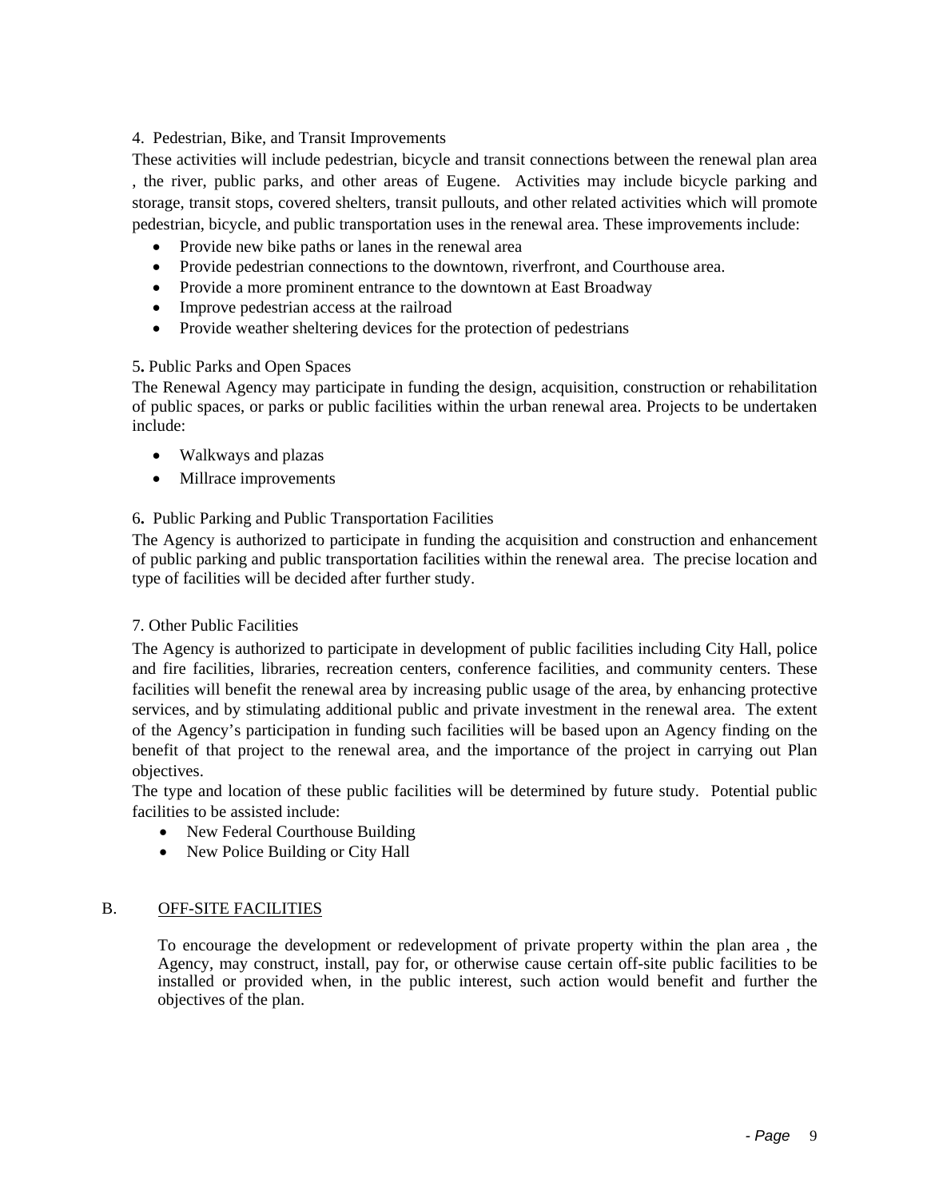4. Pedestrian, Bike, and Transit Improvements

These activities will include pedestrian, bicycle and transit connections between the renewal plan area , the river, public parks, and other areas of Eugene. Activities may include bicycle parking and storage, transit stops, covered shelters, transit pullouts, and other related activities which will promote pedestrian, bicycle, and public transportation uses in the renewal area. These improvements include:

- Provide new bike paths or lanes in the renewal area
- Provide pedestrian connections to the downtown, riverfront, and Courthouse area.
- Provide a more prominent entrance to the downtown at East Broadway
- Improve pedestrian access at the railroad
- Provide weather sheltering devices for the protection of pedestrians

5**.** Public Parks and Open Spaces

The Renewal Agency may participate in funding the design, acquisition, construction or rehabilitation of public spaces, or parks or public facilities within the urban renewal area. Projects to be undertaken include:

- Walkways and plazas
- Millrace improvements

6**.** Public Parking and Public Transportation Facilities

The Agency is authorized to participate in funding the acquisition and construction and enhancement of public parking and public transportation facilities within the renewal area. The precise location and type of facilities will be decided after further study.

7. Other Public Facilities

The Agency is authorized to participate in development of public facilities including City Hall, police and fire facilities, libraries, recreation centers, conference facilities, and community centers. These facilities will benefit the renewal area by increasing public usage of the area, by enhancing protective services, and by stimulating additional public and private investment in the renewal area. The extent of the Agency's participation in funding such facilities will be based upon an Agency finding on the benefit of that project to the renewal area, and the importance of the project in carrying out Plan objectives.

The type and location of these public facilities will be determined by future study. Potential public facilities to be assisted include:

- New Federal Courthouse Building
- New Police Building or City Hall

B. OFF-SITE FACILITIES

To encourage the development or redevelopment of private property within the plan area , the Agency, may construct, install, pay for, or otherwise cause certain off-site public facilities to be installed or provided when, in the public interest, such action would benefit and further the objectives of the plan.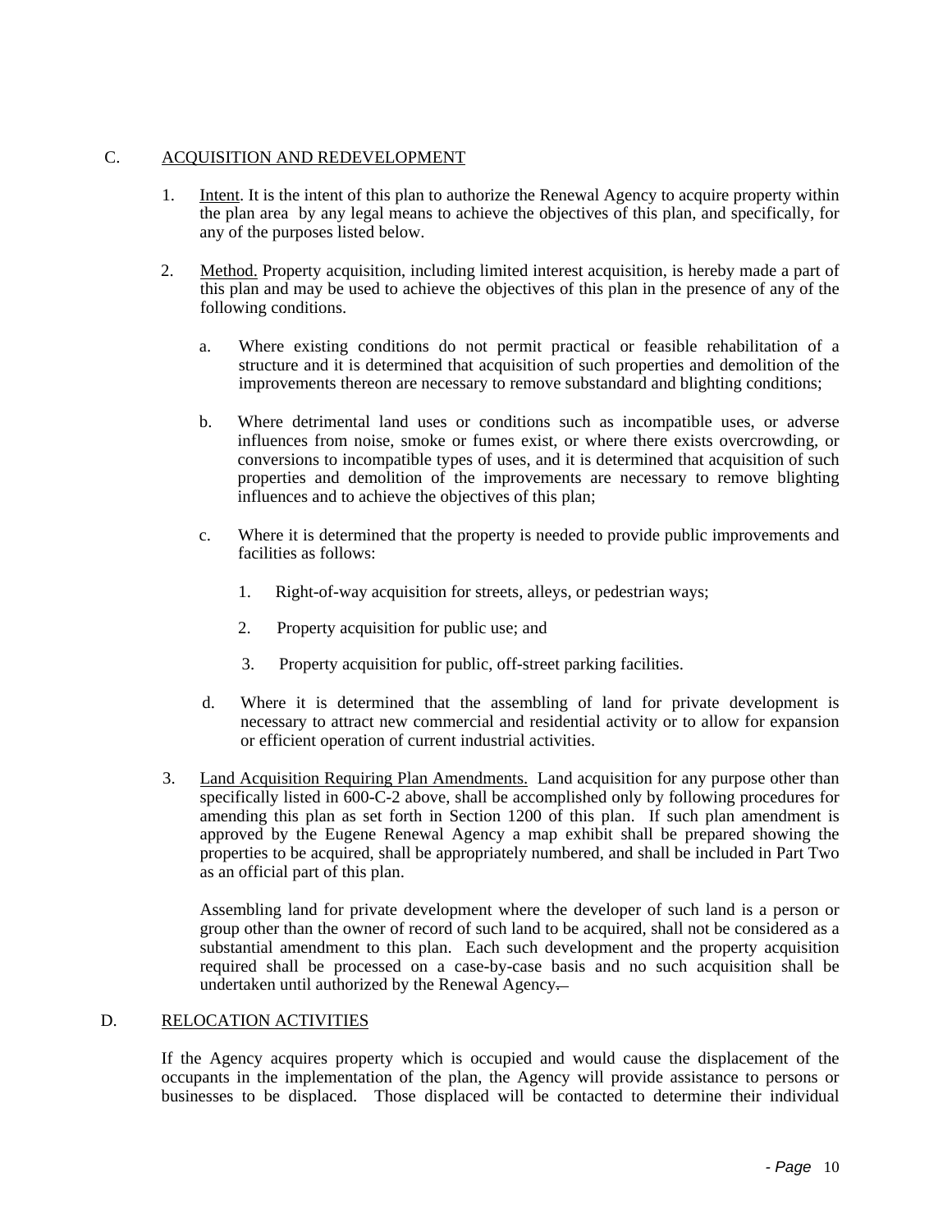## C. ACQUISITION AND REDEVELOPMENT

1. Intent. It is the intent of this plan to authorize the Renewal Agency to acquire property within the plan area by any legal means to achieve the objectives of this plan, and specifically, for any of the purposes listed below.

2. Method. Property acquisition, including limited interest acquisition, is hereby made a part of this plan and may be used to achieve the objectives of this plan in the presence of any of the following conditions.

   a. Where existing conditions do not permit practical or feasible rehabilitation of a structure and it is determined that acquisition of such properties and demolition of the improvements thereon are necessary to remove substandard and blighting conditions;

   b. Where detrimental land uses or conditions such as incompatible uses, or adverse influences from noise, smoke or fumes exist, or where there exists overcrowding, or conversions to incompatible types of uses, and it is determined that acquisition of such properties and demolition of the improvements are necessary to remove blighting influences and to achieve the objectives of this plan;

   c. Where it is determined that the property is needed to provide public improvements and facilities as follows:

      1. Right-of-way acquisition for streets, alleys, or pedestrian ways;

      2. Property acquisition for public use; and

      3. Property acquisition for public, off-street parking facilities.

   d. Where it is determined that the assembling of land for private development is necessary to attract new commercial and residential activity or to allow for expansion or efficient operation of current industrial activities.

3. Land Acquisition Requiring Plan Amendments. Land acquisition for any purpose other than specifically listed in 600-C-2 above, shall be accomplished only by following procedures for amending this plan as set forth in Section 1200 of this plan. If such plan amendment is approved by the Eugene Renewal Agency a map exhibit shall be prepared showing the properties to be acquired, shall be appropriately numbered, and shall be included in Part Two as an official part of this plan.

   Assembling land for private development where the developer of such land is a person or group other than the owner of record of such land to be acquired, shall not be considered as a substantial amendment to this plan. Each such development and the property acquisition required shall be processed on a case-by-case basis and no such acquisition shall be undertaken until authorized by the Renewal Agency.

## D. RELOCATION ACTIVITIES

If the Agency acquires property which is occupied and would cause the displacement of the occupants in the implementation of the plan, the Agency will provide assistance to persons or businesses to be displaced. Those displaced will be contacted to determine their individual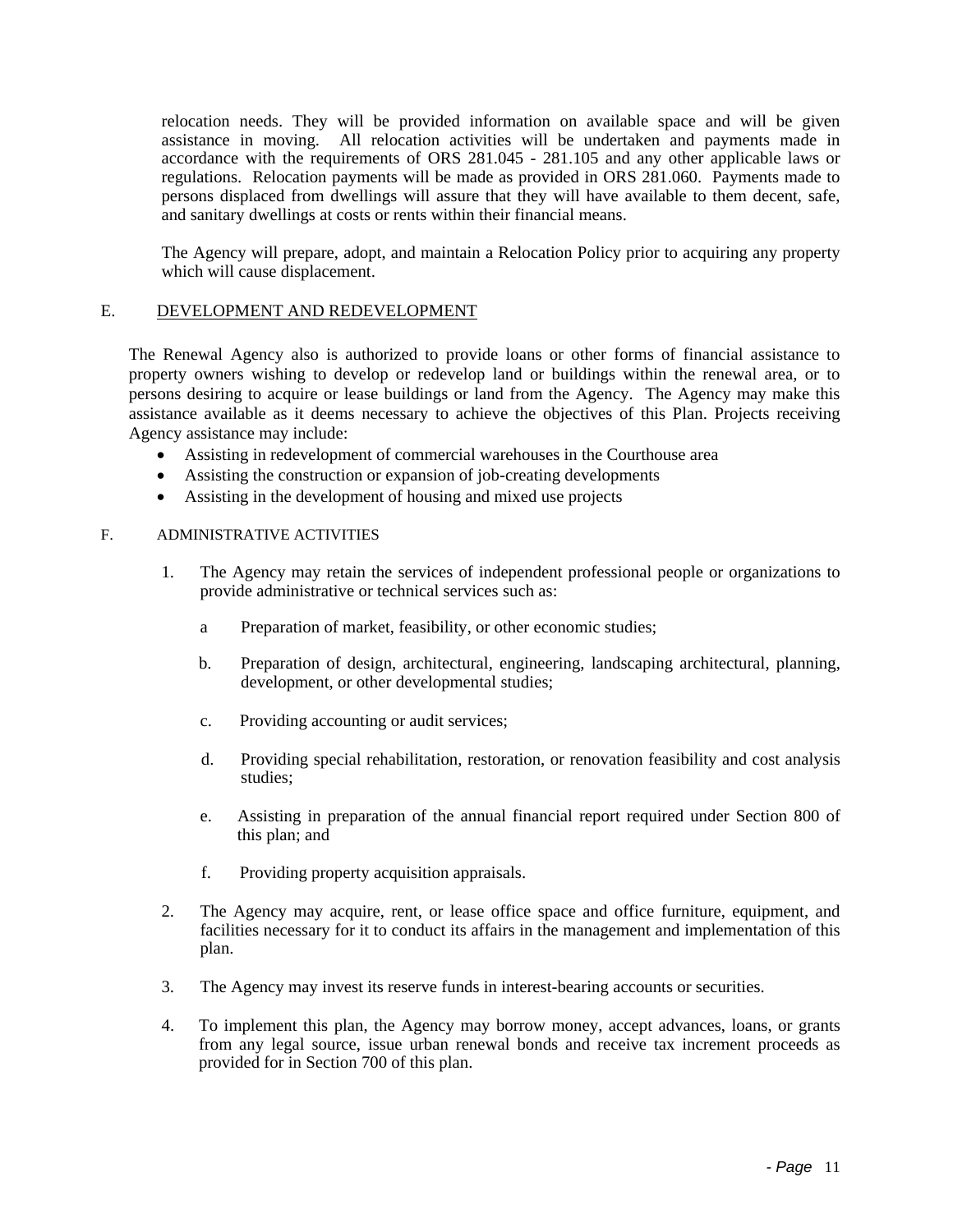relocation needs. They will be provided information on available space and will be given assistance in moving. All relocation activities will be undertaken and payments made in accordance with the requirements of ORS 281.045 - 281.105 and any other applicable laws or regulations. Relocation payments will be made as provided in ORS 281.060. Payments made to persons displaced from dwellings will assure that they will have available to them decent, safe, and sanitary dwellings at costs or rents within their financial means.

The Agency will prepare, adopt, and maintain a Relocation Policy prior to acquiring any property which will cause displacement.

## E. DEVELOPMENT AND REDEVELOPMENT

The Renewal Agency also is authorized to provide loans or other forms of financial assistance to property owners wishing to develop or redevelop land or buildings within the renewal area, or to persons desiring to acquire or lease buildings or land from the Agency. The Agency may make this assistance available as it deems necessary to achieve the objectives of this Plan. Projects receiving Agency assistance may include:

- Assisting in redevelopment of commercial warehouses in the Courthouse area
- Assisting the construction or expansion of job-creating developments
- Assisting in the development of housing and mixed use projects

## F. ADMINISTRATIVE ACTIVITIES

1. The Agency may retain the services of independent professional people or organizations to provide administrative or technical services such as:

   a Preparation of market, feasibility, or other economic studies;

   b. Preparation of design, architectural, engineering, landscaping architectural, planning, development, or other developmental studies;

   c. Providing accounting or audit services;

   d. Providing special rehabilitation, restoration, or renovation feasibility and cost analysis studies;

   e. Assisting in preparation of the annual financial report required under Section 800 of this plan; and

   f. Providing property acquisition appraisals.

2. The Agency may acquire, rent, or lease office space and office furniture, equipment, and facilities necessary for it to conduct its affairs in the management and implementation of this plan.

3. The Agency may invest its reserve funds in interest-bearing accounts or securities.

4. To implement this plan, the Agency may borrow money, accept advances, loans, or grants from any legal source, issue urban renewal bonds and receive tax increment proceeds as provided for in Section 700 of this plan.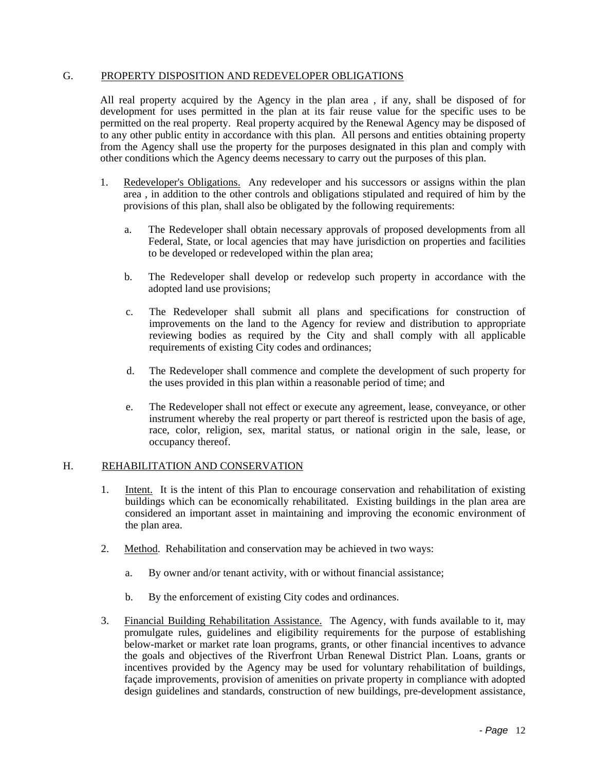## G. PROPERTY DISPOSITION AND REDEVELOPER OBLIGATIONS

All real property acquired by the Agency in the plan area , if any, shall be disposed of for development for uses permitted in the plan at its fair reuse value for the specific uses to be permitted on the real property. Real property acquired by the Renewal Agency may be disposed of to any other public entity in accordance with this plan. All persons and entities obtaining property from the Agency shall use the property for the purposes designated in this plan and comply with other conditions which the Agency deems necessary to carry out the purposes of this plan.

1. Redeveloper's Obligations. Any redeveloper and his successors or assigns within the plan area , in addition to the other controls and obligations stipulated and required of him by the provisions of this plan, shall also be obligated by the following requirements:

   a. The Redeveloper shall obtain necessary approvals of proposed developments from all Federal, State, or local agencies that may have jurisdiction on properties and facilities to be developed or redeveloped within the plan area;

   b. The Redeveloper shall develop or redevelop such property in accordance with the adopted land use provisions;

   c. The Redeveloper shall submit all plans and specifications for construction of improvements on the land to the Agency for review and distribution to appropriate reviewing bodies as required by the City and shall comply with all applicable requirements of existing City codes and ordinances;

   d. The Redeveloper shall commence and complete the development of such property for the uses provided in this plan within a reasonable period of time; and

   e. The Redeveloper shall not effect or execute any agreement, lease, conveyance, or other instrument whereby the real property or part thereof is restricted upon the basis of age, race, color, religion, sex, marital status, or national origin in the sale, lease, or occupancy thereof.

## H. REHABILITATION AND CONSERVATION

1. Intent. It is the intent of this Plan to encourage conservation and rehabilitation of existing buildings which can be economically rehabilitated. Existing buildings in the plan area are considered an important asset in maintaining and improving the economic environment of the plan area.

2. Method. Rehabilitation and conservation may be achieved in two ways:

   a. By owner and/or tenant activity, with or without financial assistance;

   b. By the enforcement of existing City codes and ordinances.

3. Financial Building Rehabilitation Assistance. The Agency, with funds available to it, may promulgate rules, guidelines and eligibility requirements for the purpose of establishing below-market or market rate loan programs, grants, or other financial incentives to advance the goals and objectives of the Riverfront Urban Renewal District Plan. Loans, grants or incentives provided by the Agency may be used for voluntary rehabilitation of buildings, façade improvements, provision of amenities on private property in compliance with adopted design guidelines and standards, construction of new buildings, pre-development assistance,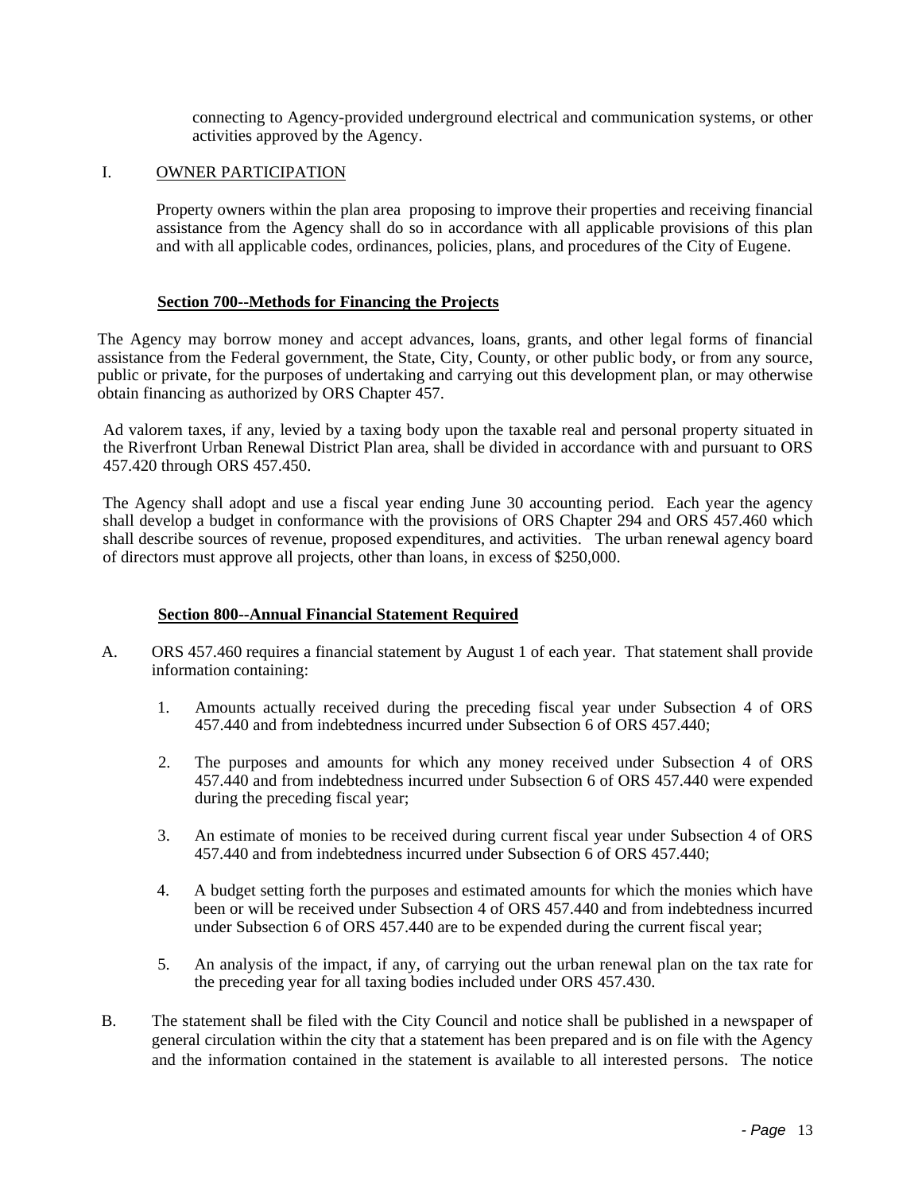connecting to Agency-provided underground electrical and communication systems, or other activities approved by the Agency.

I. OWNER PARTICIPATION

Property owners within the plan area proposing to improve their properties and receiving financial assistance from the Agency shall do so in accordance with all applicable provisions of this plan and with all applicable codes, ordinances, policies, plans, and procedures of the City of Eugene.

## Section 700--Methods for Financing the Projects

The Agency may borrow money and accept advances, loans, grants, and other legal forms of financial assistance from the Federal government, the State, City, County, or other public body, or from any source, public or private, for the purposes of undertaking and carrying out this development plan, or may otherwise obtain financing as authorized by ORS Chapter 457.

Ad valorem taxes, if any, levied by a taxing body upon the taxable real and personal property situated in the Riverfront Urban Renewal District Plan area, shall be divided in accordance with and pursuant to ORS 457.420 through ORS 457.450.

The Agency shall adopt and use a fiscal year ending June 30 accounting period. Each year the agency shall develop a budget in conformance with the provisions of ORS Chapter 294 and ORS 457.460 which shall describe sources of revenue, proposed expenditures, and activities. The urban renewal agency board of directors must approve all projects, other than loans, in excess of $250,000.

## Section 800--Annual Financial Statement Required

A. ORS 457.460 requires a financial statement by August 1 of each year. That statement shall provide information containing:

1. Amounts actually received during the preceding fiscal year under Subsection 4 of ORS 457.440 and from indebtedness incurred under Subsection 6 of ORS 457.440;

2. The purposes and amounts for which any money received under Subsection 4 of ORS 457.440 and from indebtedness incurred under Subsection 6 of ORS 457.440 were expended during the preceding fiscal year;

3. An estimate of monies to be received during current fiscal year under Subsection 4 of ORS 457.440 and from indebtedness incurred under Subsection 6 of ORS 457.440;

4. A budget setting forth the purposes and estimated amounts for which the monies which have been or will be received under Subsection 4 of ORS 457.440 and from indebtedness incurred under Subsection 6 of ORS 457.440 are to be expended during the current fiscal year;

5. An analysis of the impact, if any, of carrying out the urban renewal plan on the tax rate for the preceding year for all taxing bodies included under ORS 457.430.

B. The statement shall be filed with the City Council and notice shall be published in a newspaper of general circulation within the city that a statement has been prepared and is on file with the Agency and the information contained in the statement is available to all interested persons. The notice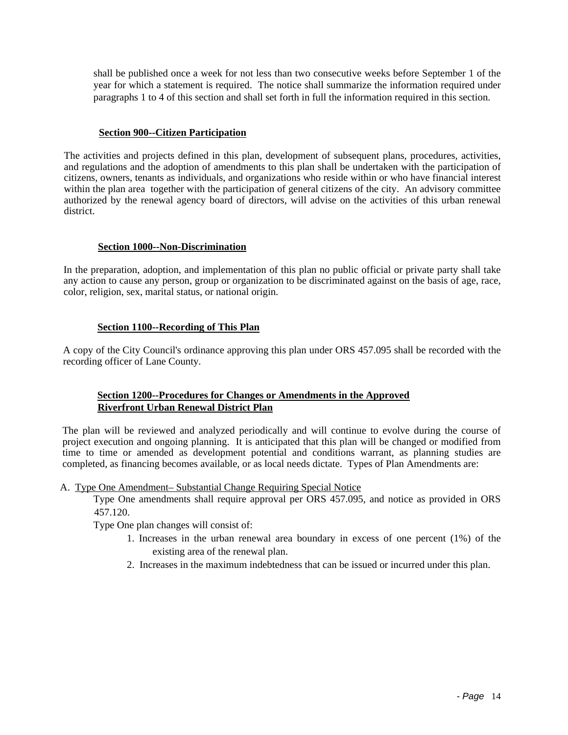shall be published once a week for not less than two consecutive weeks before September 1 of the year for which a statement is required. The notice shall summarize the information required under paragraphs 1 to 4 of this section and shall set forth in full the information required in this section.

## Section 900--Citizen Participation

The activities and projects defined in this plan, development of subsequent plans, procedures, activities, and regulations and the adoption of amendments to this plan shall be undertaken with the participation of citizens, owners, tenants as individuals, and organizations who reside within or who have financial interest within the plan area together with the participation of general citizens of the city. An advisory committee authorized by the renewal agency board of directors, will advise on the activities of this urban renewal district.

## Section 1000--Non-Discrimination

In the preparation, adoption, and implementation of this plan no public official or private party shall take any action to cause any person, group or organization to be discriminated against on the basis of age, race, color, religion, sex, marital status, or national origin.

## Section 1100--Recording of This Plan

A copy of the City Council's ordinance approving this plan under ORS 457.095 shall be recorded with the recording officer of Lane County.

## Section 1200--Procedures for Changes or Amendments in the Approved Riverfront Urban Renewal District Plan

The plan will be reviewed and analyzed periodically and will continue to evolve during the course of project execution and ongoing planning. It is anticipated that this plan will be changed or modified from time to time or amended as development potential and conditions warrant, as planning studies are completed, as financing becomes available, or as local needs dictate. Types of Plan Amendments are:

A. Type One Amendment– Substantial Change Requiring Special Notice

Type One amendments shall require approval per ORS 457.095, and notice as provided in ORS 457.120.

Type One plan changes will consist of:

1. Increases in the urban renewal area boundary in excess of one percent (1%) of the existing area of the renewal plan.
2. Increases in the maximum indebtedness that can be issued or incurred under this plan.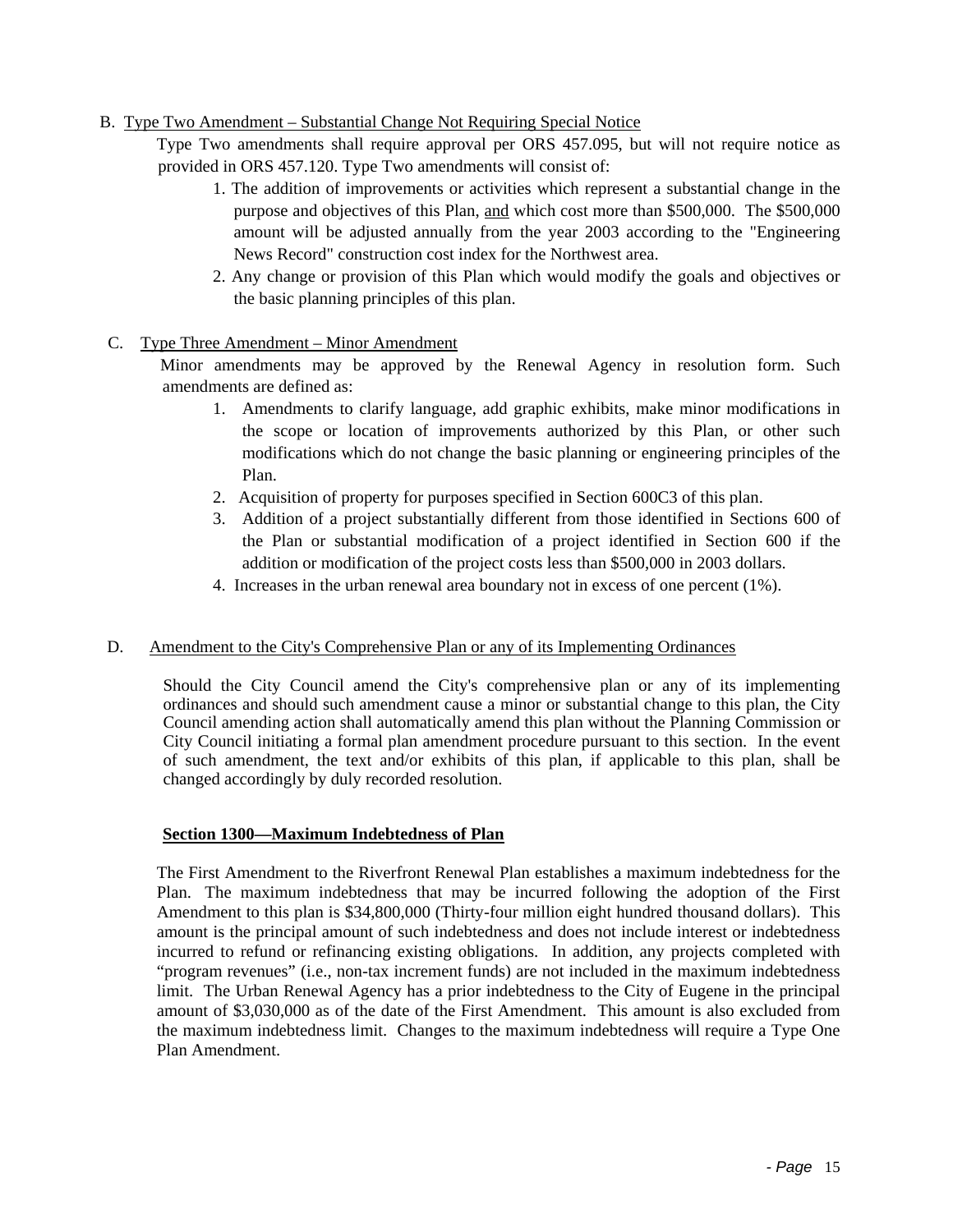B. Type Two Amendment – Substantial Change Not Requiring Special Notice

Type Two amendments shall require approval per ORS 457.095, but will not require notice as provided in ORS 457.120. Type Two amendments will consist of:

1. The addition of improvements or activities which represent a substantial change in the purpose and objectives of this Plan, and which cost more than \$500,000. The \$500,000 amount will be adjusted annually from the year 2003 according to the "Engineering News Record" construction cost index for the Northwest area.
2. Any change or provision of this Plan which would modify the goals and objectives or the basic planning principles of this plan.

C. Type Three Amendment – Minor Amendment

Minor amendments may be approved by the Renewal Agency in resolution form. Such amendments are defined as:

1. Amendments to clarify language, add graphic exhibits, make minor modifications in the scope or location of improvements authorized by this Plan, or other such modifications which do not change the basic planning or engineering principles of the Plan.
2. Acquisition of property for purposes specified in Section 600C3 of this plan.
3. Addition of a project substantially different from those identified in Sections 600 of the Plan or substantial modification of a project identified in Section 600 if the addition or modification of the project costs less than \$500,000 in 2003 dollars.
4. Increases in the urban renewal area boundary not in excess of one percent (1%).

D. Amendment to the City's Comprehensive Plan or any of its Implementing Ordinances

Should the City Council amend the City's comprehensive plan or any of its implementing ordinances and should such amendment cause a minor or substantial change to this plan, the City Council amending action shall automatically amend this plan without the Planning Commission or City Council initiating a formal plan amendment procedure pursuant to this section. In the event of such amendment, the text and/or exhibits of this plan, if applicable to this plan, shall be changed accordingly by duly recorded resolution.

**Section 1300—Maximum Indebtedness of Plan**

The First Amendment to the Riverfront Renewal Plan establishes a maximum indebtedness for the Plan. The maximum indebtedness that may be incurred following the adoption of the First Amendment to this plan is \$34,800,000 (Thirty-four million eight hundred thousand dollars). This amount is the principal amount of such indebtedness and does not include interest or indebtedness incurred to refund or refinancing existing obligations. In addition, any projects completed with "program revenues" (i.e., non-tax increment funds) are not included in the maximum indebtedness limit. The Urban Renewal Agency has a prior indebtedness to the City of Eugene in the principal amount of \$3,030,000 as of the date of the First Amendment. This amount is also excluded from the maximum indebtedness limit. Changes to the maximum indebtedness will require a Type One Plan Amendment.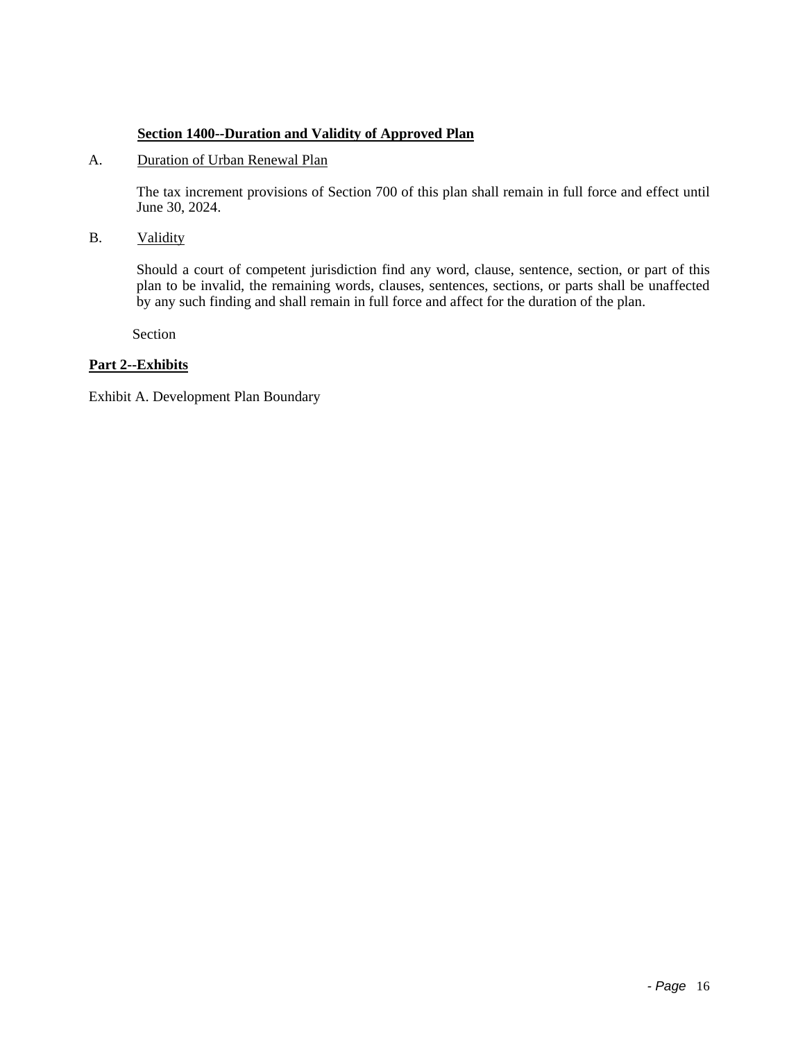## Section 1400--Duration and Validity of Approved Plan

A. Duration of Urban Renewal Plan

The tax increment provisions of Section 700 of this plan shall remain in full force and effect until June 30, 2024.

B. Validity

Should a court of competent jurisdiction find any word, clause, sentence, section, or part of this plan to be invalid, the remaining words, clauses, sentences, sections, or parts shall be unaffected by any such finding and shall remain in full force and affect for the duration of the plan.

Section

**Part 2--Exhibits**

Exhibit A. Development Plan Boundary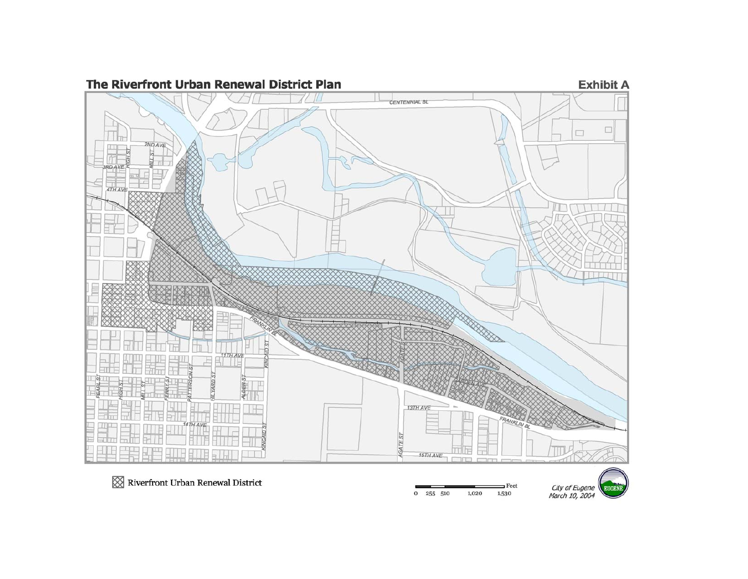## The Riverfront Urban Renewal District Plan

**Exhibit A**

CENTENNIAL BL

2ND AVE

3RD AVE

4TH AVE

HIGH ST

MILL ST

FRANKLIN BL

11TH AVE

KINCAID ST

AGATE ST

GARDEN AVE

13TH AVE

PEARL ST

HIGH ST

MILL ST

FERRY ST

PATTERSON ST

HILYARD ST

ALDER ST

14TH AVE

KINCAID ST

AGATE ST

15TH AVE

FRANKLIN BL

Riverfront Urban Renewal District

0 255 510 1,020 1,530 Feet

*City of Eugene*
*March 10, 2004*

EUGENE